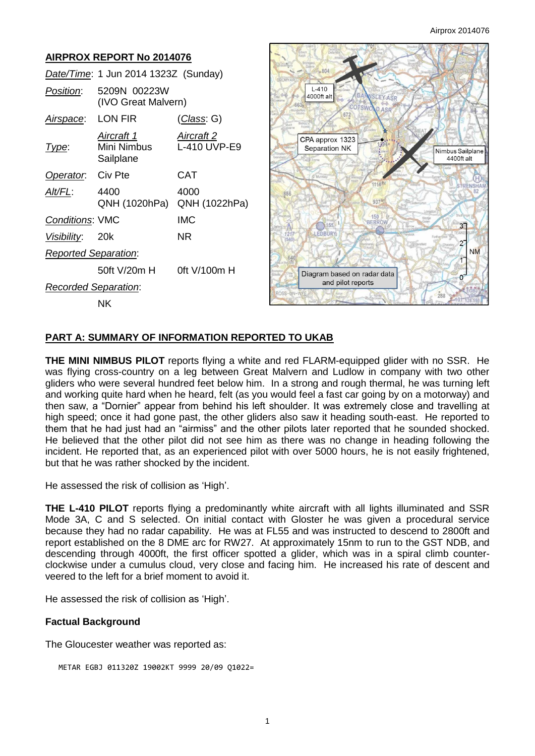## AIRPROX REPORT No 2014076

| | | |
|---|---|---|
| *Date/Time*: | 1 Jun 2014 1323Z (Sunday) | |
| *Position*: | 5209N 00223W (IVO Great Malvern) | |
| *Airspace*: | LON FIR | (*Class*: G) |
| | *Aircraft 1* | *Aircraft 2* |
| *Type*: | Mini Nimbus Sailplane | L-410 UVP-E9 |
| *Operator*: | Civ Pte | CAT |
| *Alt/FL*: | 4400 QNH (1020hPa) | 4000 QNH (1022hPa) |
| *Conditions*: | VMC | IMC |
| *Visibility*: | 20k | NR |
| *Reported Separation*: | | |
| | 50ft V/20m H | 0ft V/100m H |
| *Recorded Separation*: | | |
| | NK | |

L-410 4000ft alt

CPA approx 1323 Separation NK

Nimbus Sailplane 4400ft alt

Diagram based on radar data and pilot reports

## PART A: SUMMARY OF INFORMATION REPORTED TO UKAB

**THE MINI NIMBUS PILOT** reports flying a white and red FLARM-equipped glider with no SSR. He was flying cross-country on a leg between Great Malvern and Ludlow in company with two other gliders who were several hundred feet below him. In a strong and rough thermal, he was turning left and working quite hard when he heard, felt (as you would feel a fast car going by on a motorway) and then saw, a "Dornier" appear from behind his left shoulder. It was extremely close and travelling at high speed; once it had gone past, the other gliders also saw it heading south-east. He reported to them that he had just had an "airmiss" and the other pilots later reported that he sounded shocked. He believed that the other pilot did not see him as there was no change in heading following the incident. He reported that, as an experienced pilot with over 5000 hours, he is not easily frightened, but that he was rather shocked by the incident.

He assessed the risk of collision as 'High'.

**THE L-410 PILOT** reports flying a predominantly white aircraft with all lights illuminated and SSR Mode 3A, C and S selected. On initial contact with Gloster he was given a procedural service because they had no radar capability. He was at FL55 and was instructed to descend to 2800ft and report established on the 8 DME arc for RW27. At approximately 15nm to run to the GST NDB, and descending through 4000ft, the first officer spotted a glider, which was in a spiral climb counter-clockwise under a cumulus cloud, very close and facing him. He increased his rate of descent and veered to the left for a brief moment to avoid it.

He assessed the risk of collision as 'High'.

### Factual Background

The Gloucester weather was reported as:

```
METAR EGBJ 011320Z 19002KT 9999 20/09 Q1022=
```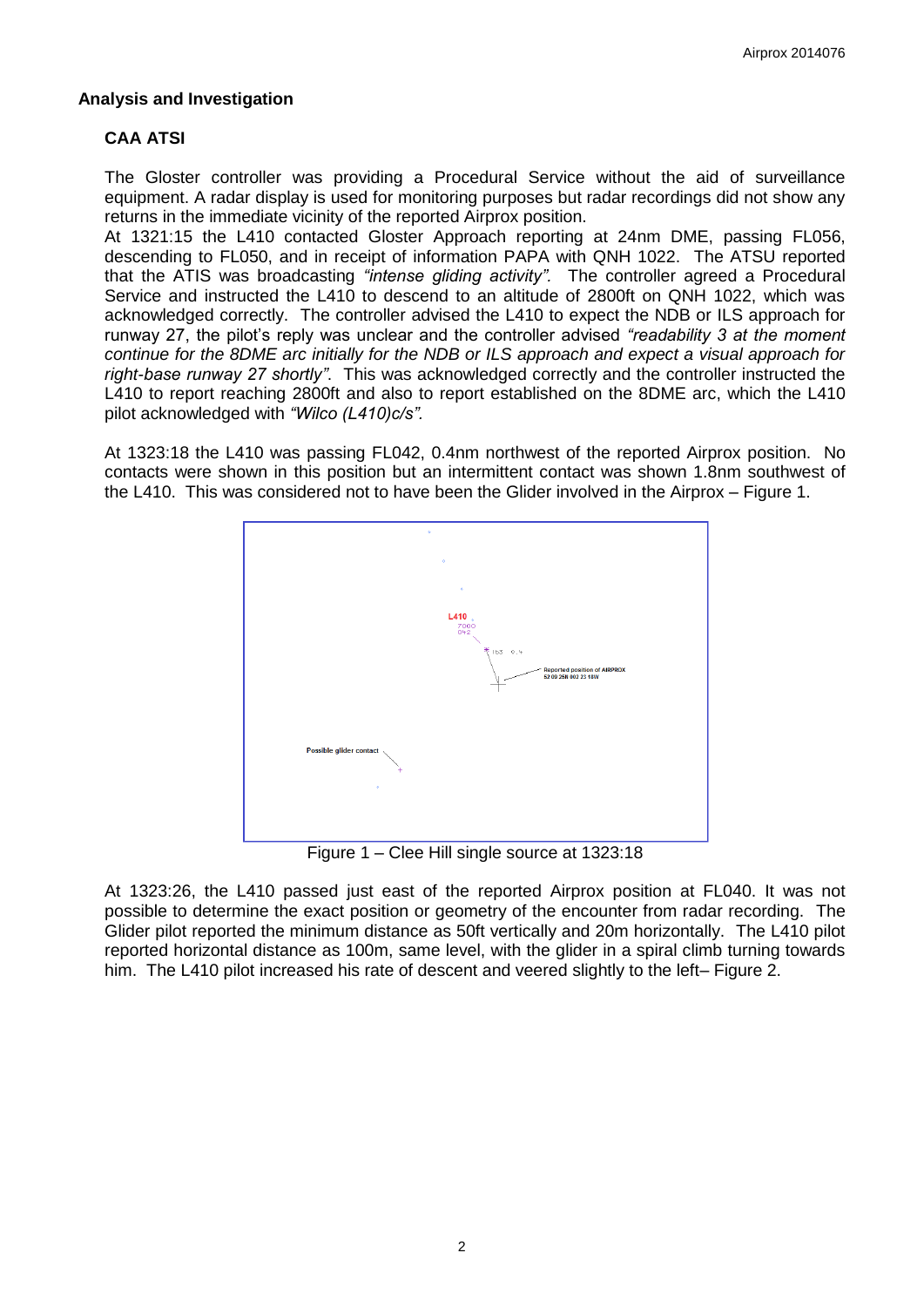## Analysis and Investigation

### CAA ATSI

The Gloster controller was providing a Procedural Service without the aid of surveillance equipment. A radar display is used for monitoring purposes but radar recordings did not show any returns in the immediate vicinity of the reported Airprox position.

At 1321:15 the L410 contacted Gloster Approach reporting at 24nm DME, passing FL056, descending to FL050, and in receipt of information PAPA with QNH 1022. The ATSU reported that the ATIS was broadcasting *"intense gliding activity".* The controller agreed a Procedural Service and instructed the L410 to descend to an altitude of 2800ft on QNH 1022, which was acknowledged correctly. The controller advised the L410 to expect the NDB or ILS approach for runway 27, the pilot's reply was unclear and the controller advised *"readability 3 at the moment continue for the 8DME arc initially for the NDB or ILS approach and expect a visual approach for right-base runway 27 shortly".* This was acknowledged correctly and the controller instructed the L410 to report reaching 2800ft and also to report established on the 8DME arc, which the L410 pilot acknowledged with *"Wilco (L410)c/s".*

At 1323:18 the L410 was passing FL042, 0.4nm northwest of the reported Airprox position. No contacts were shown in this position but an intermittent contact was shown 1.8nm southwest of the L410. This was considered not to have been the Glider involved in the Airprox – Figure 1.

Figure 1 – Clee Hill single source at 1323:18

At 1323:26, the L410 passed just east of the reported Airprox position at FL040. It was not possible to determine the exact position or geometry of the encounter from radar recording. The Glider pilot reported the minimum distance as 50ft vertically and 20m horizontally. The L410 pilot reported horizontal distance as 100m, same level, with the glider in a spiral climb turning towards him. The L410 pilot increased his rate of descent and veered slightly to the left– Figure 2.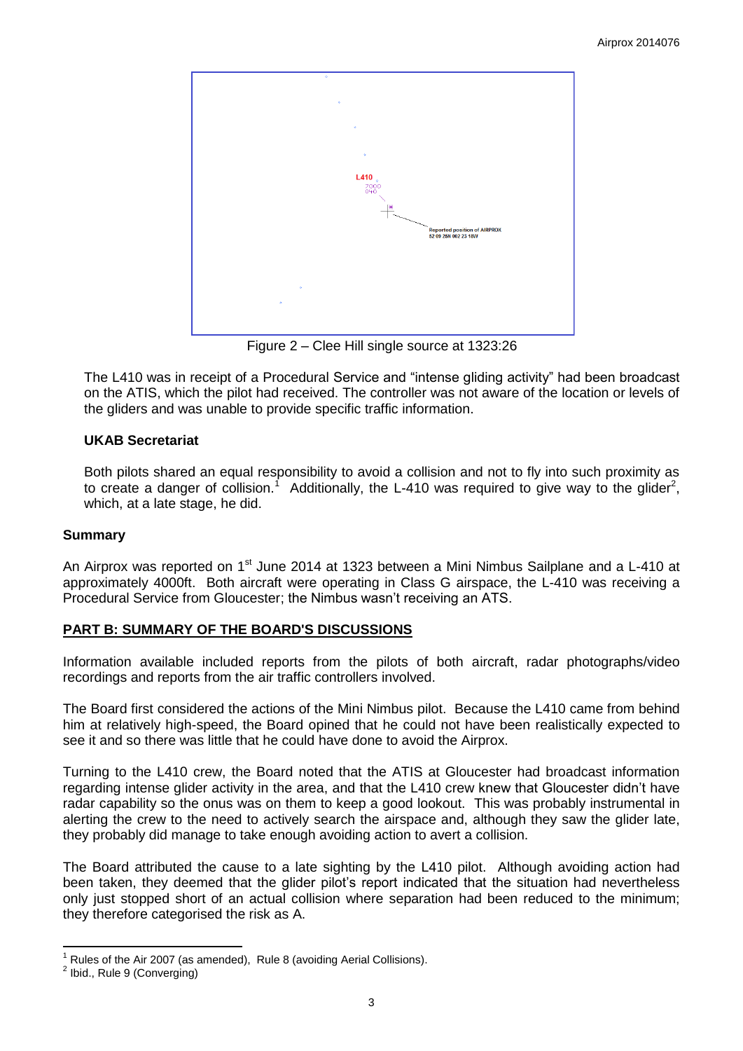Figure 2 – Clee Hill single source at 1323:26

The L410 was in receipt of a Procedural Service and "intense gliding activity" had been broadcast on the ATIS, which the pilot had received. The controller was not aware of the location or levels of the gliders and was unable to provide specific traffic information.

**UKAB Secretariat**

Both pilots shared an equal responsibility to avoid a collision and not to fly into such proximity as to create a danger of collision.[1] Additionally, the L-410 was required to give way to the glider[2], which, at a late stage, he did.

## Summary

An Airprox was reported on 1st June 2014 at 1323 between a Mini Nimbus Sailplane and a L-410 at approximately 4000ft. Both aircraft were operating in Class G airspace, the L-410 was receiving a Procedural Service from Gloucester; the Nimbus wasn't receiving an ATS.

## PART B: SUMMARY OF THE BOARD'S DISCUSSIONS

Information available included reports from the pilots of both aircraft, radar photographs/video recordings and reports from the air traffic controllers involved.

The Board first considered the actions of the Mini Nimbus pilot. Because the L410 came from behind him at relatively high-speed, the Board opined that he could not have been realistically expected to see it and so there was little that he could have done to avoid the Airprox.

Turning to the L410 crew, the Board noted that the ATIS at Gloucester had broadcast information regarding intense glider activity in the area, and that the L410 crew knew that Gloucester didn't have radar capability so the onus was on them to keep a good lookout. This was probably instrumental in alerting the crew to the need to actively search the airspace and, although they saw the glider late, they probably did manage to take enough avoiding action to avert a collision.

The Board attributed the cause to a late sighting by the L410 pilot. Although avoiding action had been taken, they deemed that the glider pilot's report indicated that the situation had nevertheless only just stopped short of an actual collision where separation had been reduced to the minimum; they therefore categorised the risk as A.

[1] Rules of the Air 2007 (as amended), Rule 8 (avoiding Aerial Collisions).

[2] Ibid., Rule 9 (Converging)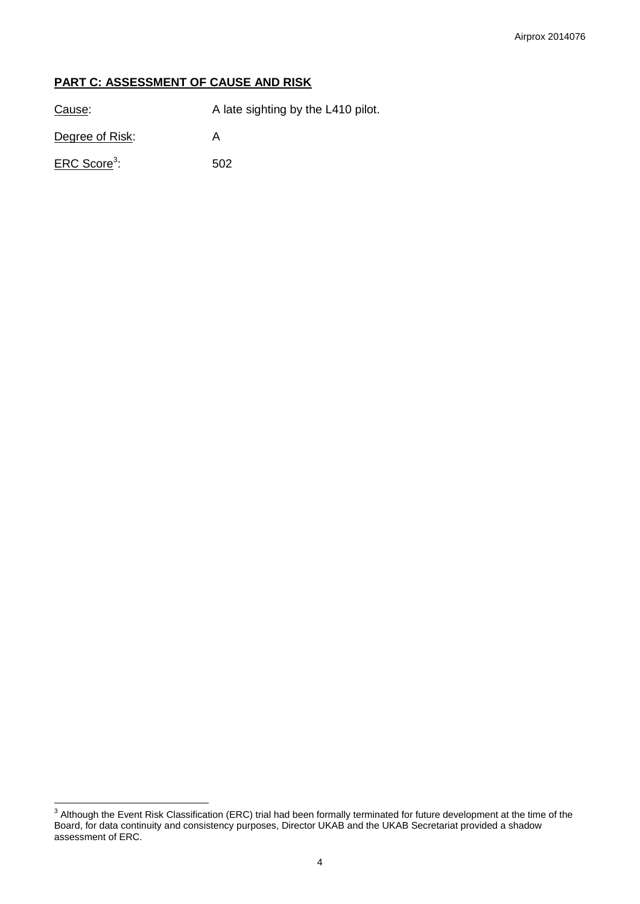**PART C: ASSESSMENT OF CAUSE AND RISK**

Cause: A late sighting by the L410 pilot.

Degree of Risk: A

ERC Score[3]: 502

[3] Although the Event Risk Classification (ERC) trial had been formally terminated for future development at the time of the Board, for data continuity and consistency purposes, Director UKAB and the UKAB Secretariat provided a shadow assessment of ERC.